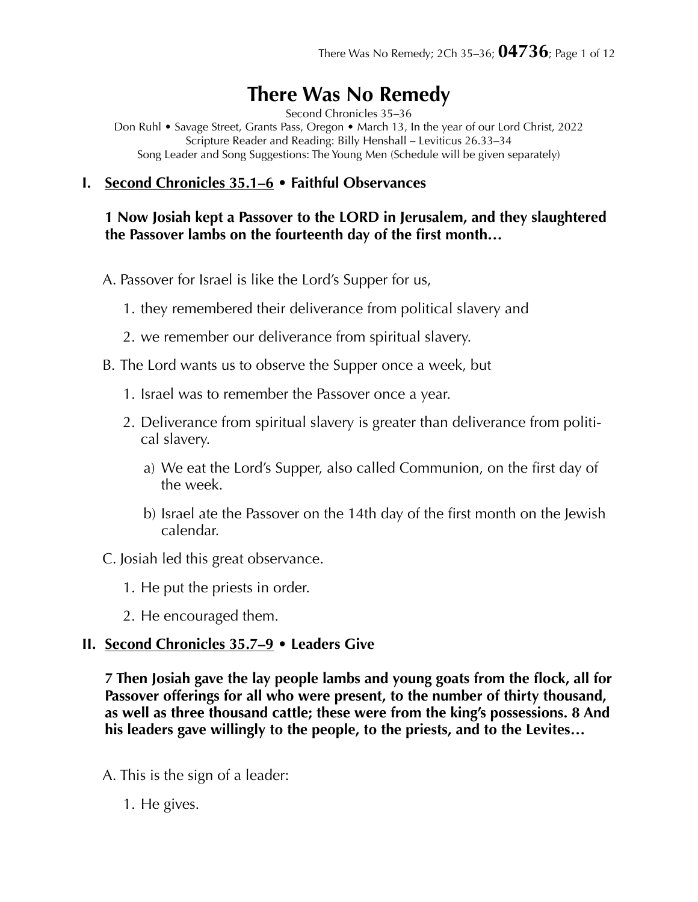# There Was No Remedy

Second Chronicles 35–36

Don Ruhl • Savage Street, Grants Pass, Oregon • March 13, In the year of our Lord Christ, 2022

Scripture Reader and Reading: Billy Henshall – Leviticus 26.33–34

Song Leader and Song Suggestions: The Young Men (Schedule will be given separately)

## I. Second Chronicles 35.1–6 • Faithful Observances

**1 Now Josiah kept a Passover to the LORD in Jerusalem, and they slaughtered the Passover lambs on the fourteenth day of the first month…**

A. Passover for Israel is like the Lord's Supper for us,

1. they remembered their deliverance from political slavery and
2. we remember our deliverance from spiritual slavery.

B. The Lord wants us to observe the Supper once a week, but

1. Israel was to remember the Passover once a year.
2. Deliverance from spiritual slavery is greater than deliverance from political slavery.
   a) We eat the Lord's Supper, also called Communion, on the first day of the week.
   b) Israel ate the Passover on the 14th day of the first month on the Jewish calendar.

C. Josiah led this great observance.

1. He put the priests in order.
2. He encouraged them.

## II. Second Chronicles 35.7–9 • Leaders Give

**7 Then Josiah gave the lay people lambs and young goats from the flock, all for Passover offerings for all who were present, to the number of thirty thousand, as well as three thousand cattle; these were from the king's possessions. 8 And his leaders gave willingly to the people, to the priests, and to the Levites…**

A. This is the sign of a leader:

1. He gives.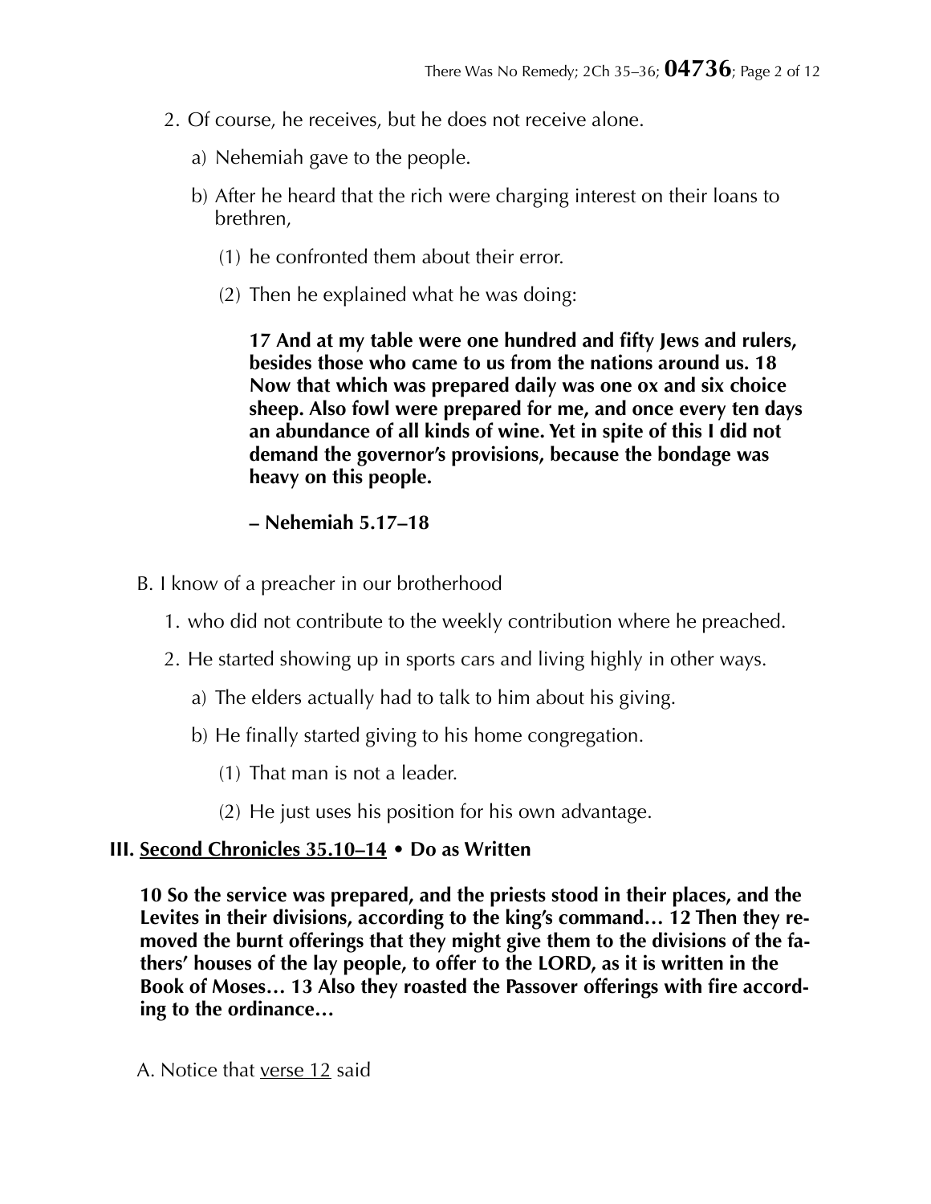2. Of course, he receives, but he does not receive alone.

   a) Nehemiah gave to the people.

   b) After he heard that the rich were charging interest on their loans to brethren,

      (1) he confronted them about their error.

      (2) Then he explained what he was doing:

      > **17 And at my table were one hundred and fifty Jews and rulers, besides those who came to us from the nations around us. 18 Now that which was prepared daily was one ox and six choice sheep. Also fowl were prepared for me, and once every ten days an abundance of all kinds of wine. Yet in spite of this I did not demand the governor's provisions, because the bondage was heavy on this people.**
      >
      > **– Nehemiah 5.17–18**

B. I know of a preacher in our brotherhood

1. who did not contribute to the weekly contribution where he preached.

2. He started showing up in sports cars and living highly in other ways.

   a) The elders actually had to talk to him about his giving.

   b) He finally started giving to his home congregation.

      (1) That man is not a leader.

      (2) He just uses his position for his own advantage.

### III. <u>Second Chronicles 35.10–14</u> • Do as Written

> **10 So the service was prepared, and the priests stood in their places, and the Levites in their divisions, according to the king's command… 12 Then they removed the burnt offerings that they might give them to the divisions of the fathers' houses of the lay people, to offer to the LORD, as it is written in the Book of Moses… 13 Also they roasted the Passover offerings with fire according to the ordinance…**

A. Notice that <u>verse 12</u> said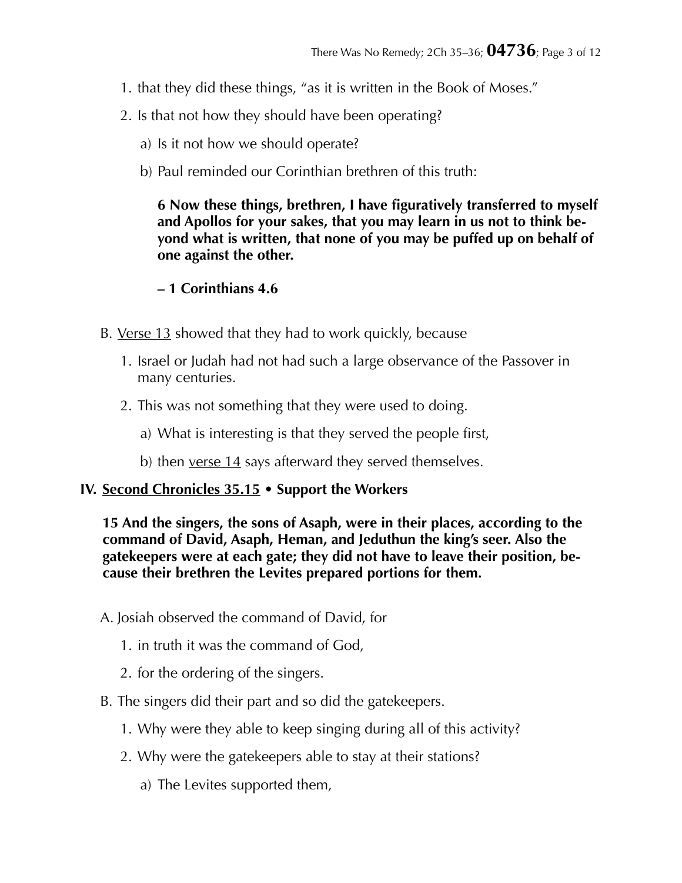1. that they did these things, "as it is written in the Book of Moses."
2. Is that not how they should have been operating?
   - a) Is it not how we should operate?
   - b) Paul reminded our Corinthian brethren of this truth:

     **6 Now these things, brethren, I have figuratively transferred to myself and Apollos for your sakes, that you may learn in us not to think beyond what is written, that none of you may be puffed up on behalf of one against the other.**

     **– 1 Corinthians 4.6**

B. Verse 13 showed that they had to work quickly, because

1. Israel or Judah had not had such a large observance of the Passover in many centuries.
2. This was not something that they were used to doing.
   - a) What is interesting is that they served the people first,
   - b) then verse 14 says afterward they served themselves.

## IV. Second Chronicles 35.15 • Support the Workers

**15 And the singers, the sons of Asaph, were in their places, according to the command of David, Asaph, Heman, and Jeduthun the king's seer. Also the gatekeepers were at each gate; they did not have to leave their position, because their brethren the Levites prepared portions for them.**

A. Josiah observed the command of David, for

1. in truth it was the command of God,
2. for the ordering of the singers.

B. The singers did their part and so did the gatekeepers.

1. Why were they able to keep singing during all of this activity?
2. Why were the gatekeepers able to stay at their stations?
   - a) The Levites supported them,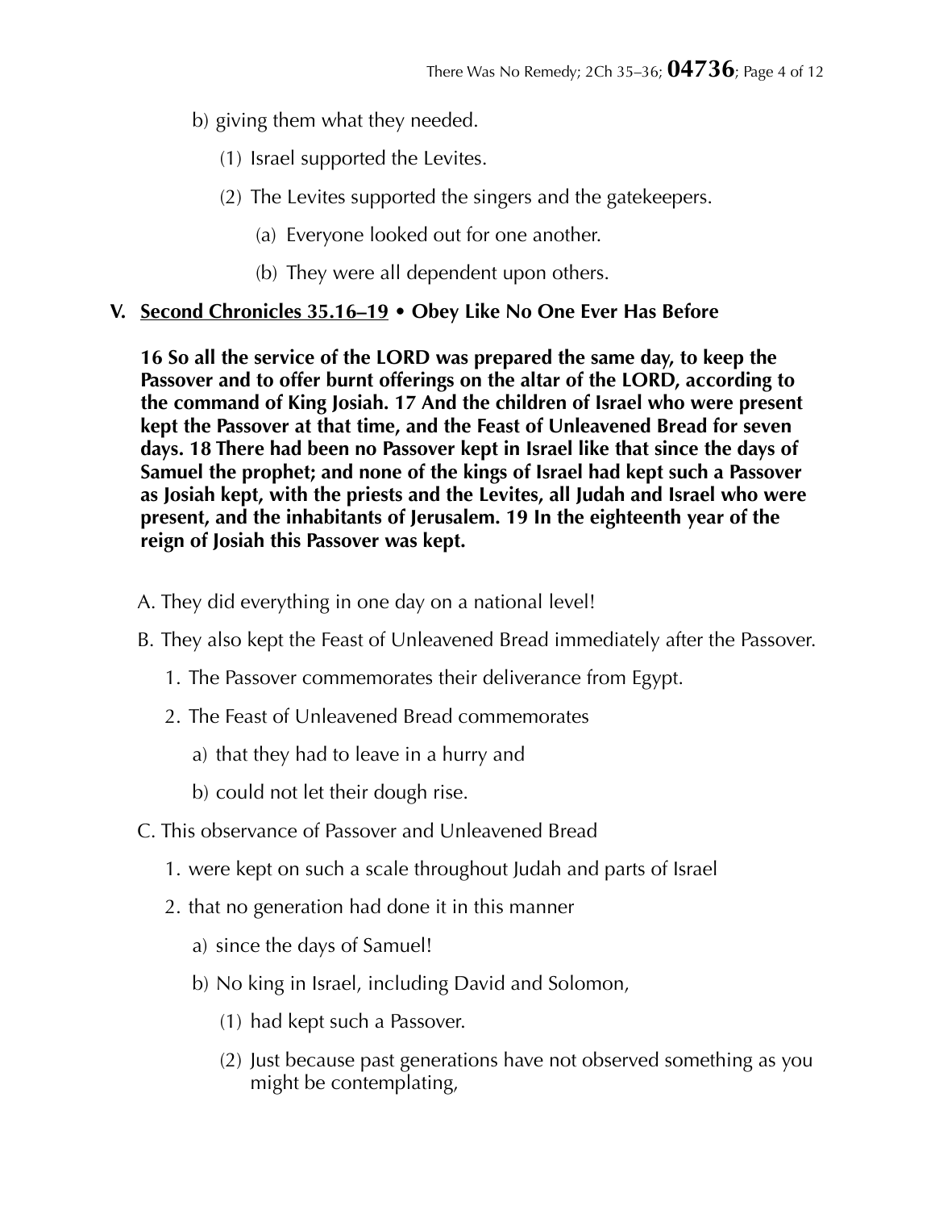b) giving them what they needed.

(1) Israel supported the Levites.

(2) The Levites supported the singers and the gatekeepers.

(a) Everyone looked out for one another.

(b) They were all dependent upon others.

## V. <u>Second Chronicles 35.16–19</u> • Obey Like No One Ever Has Before

**16 So all the service of the LORD was prepared the same day, to keep the Passover and to offer burnt offerings on the altar of the LORD, according to the command of King Josiah. 17 And the children of Israel who were present kept the Passover at that time, and the Feast of Unleavened Bread for seven days. 18 There had been no Passover kept in Israel like that since the days of Samuel the prophet; and none of the kings of Israel had kept such a Passover as Josiah kept, with the priests and the Levites, all Judah and Israel who were present, and the inhabitants of Jerusalem. 19 In the eighteenth year of the reign of Josiah this Passover was kept.**

A. They did everything in one day on a national level!

B. They also kept the Feast of Unleavened Bread immediately after the Passover.

1. The Passover commemorates their deliverance from Egypt.

2. The Feast of Unleavened Bread commemorates

a) that they had to leave in a hurry and

b) could not let their dough rise.

C. This observance of Passover and Unleavened Bread

1. were kept on such a scale throughout Judah and parts of Israel

2. that no generation had done it in this manner

a) since the days of Samuel!

b) No king in Israel, including David and Solomon,

(1) had kept such a Passover.

(2) Just because past generations have not observed something as you might be contemplating,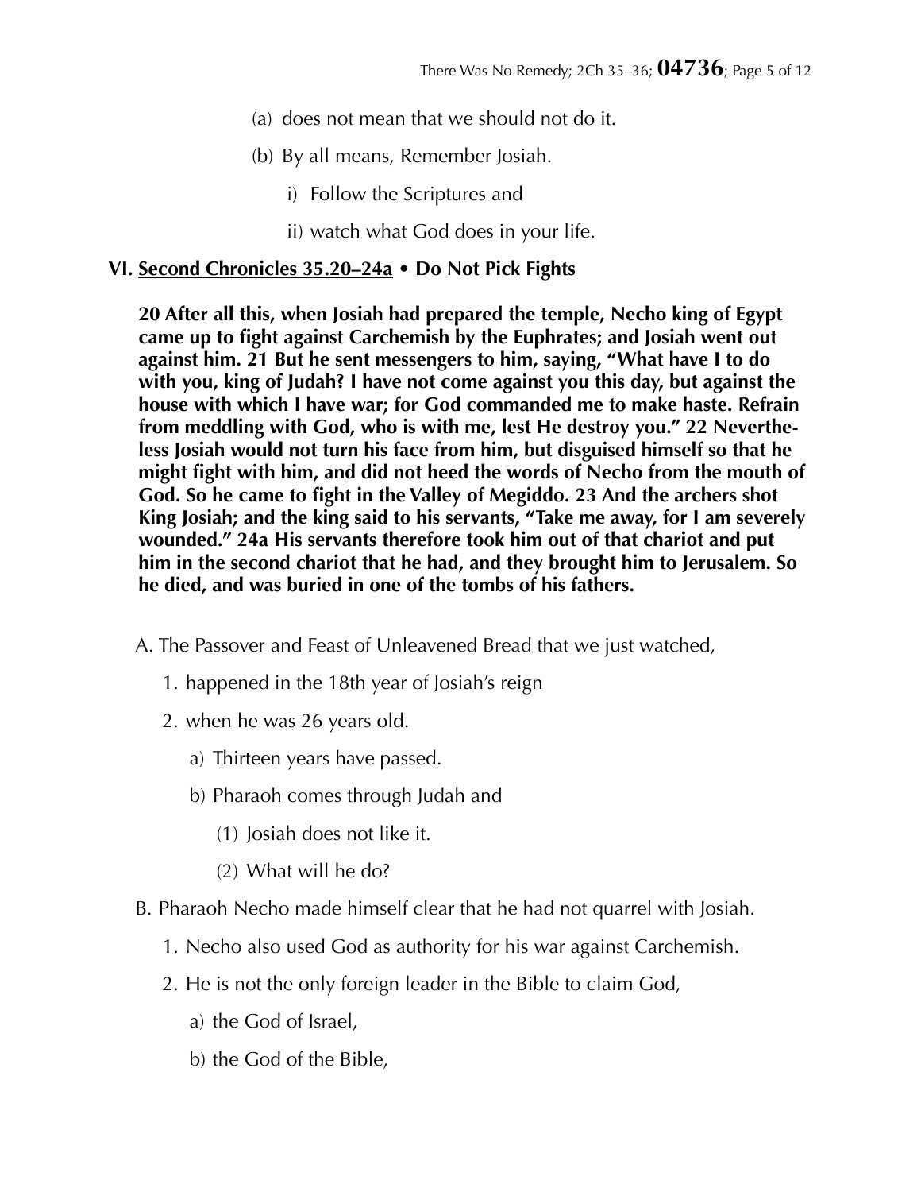(a) does not mean that we should not do it.

(b) By all means, Remember Josiah.

i) Follow the Scriptures and

ii) watch what God does in your life.

## VI. <u>Second Chronicles 35.20–24a</u> • Do Not Pick Fights

**20 After all this, when Josiah had prepared the temple, Necho king of Egypt came up to fight against Carchemish by the Euphrates; and Josiah went out against him. 21 But he sent messengers to him, saying, "What have I to do with you, king of Judah? I have not come against you this day, but against the house with which I have war; for God commanded me to make haste. Refrain from meddling with God, who is with me, lest He destroy you." 22 Nevertheless Josiah would not turn his face from him, but disguised himself so that he might fight with him, and did not heed the words of Necho from the mouth of God. So he came to fight in the Valley of Megiddo. 23 And the archers shot King Josiah; and the king said to his servants, "Take me away, for I am severely wounded." 24a His servants therefore took him out of that chariot and put him in the second chariot that he had, and they brought him to Jerusalem. So he died, and was buried in one of the tombs of his fathers.**

A. The Passover and Feast of Unleavened Bread that we just watched,

1. happened in the 18th year of Josiah's reign

2. when he was 26 years old.

a) Thirteen years have passed.

b) Pharaoh comes through Judah and

(1) Josiah does not like it.

(2) What will he do?

B. Pharaoh Necho made himself clear that he had not quarrel with Josiah.

1. Necho also used God as authority for his war against Carchemish.

2. He is not the only foreign leader in the Bible to claim God,

a) the God of Israel,

b) the God of the Bible,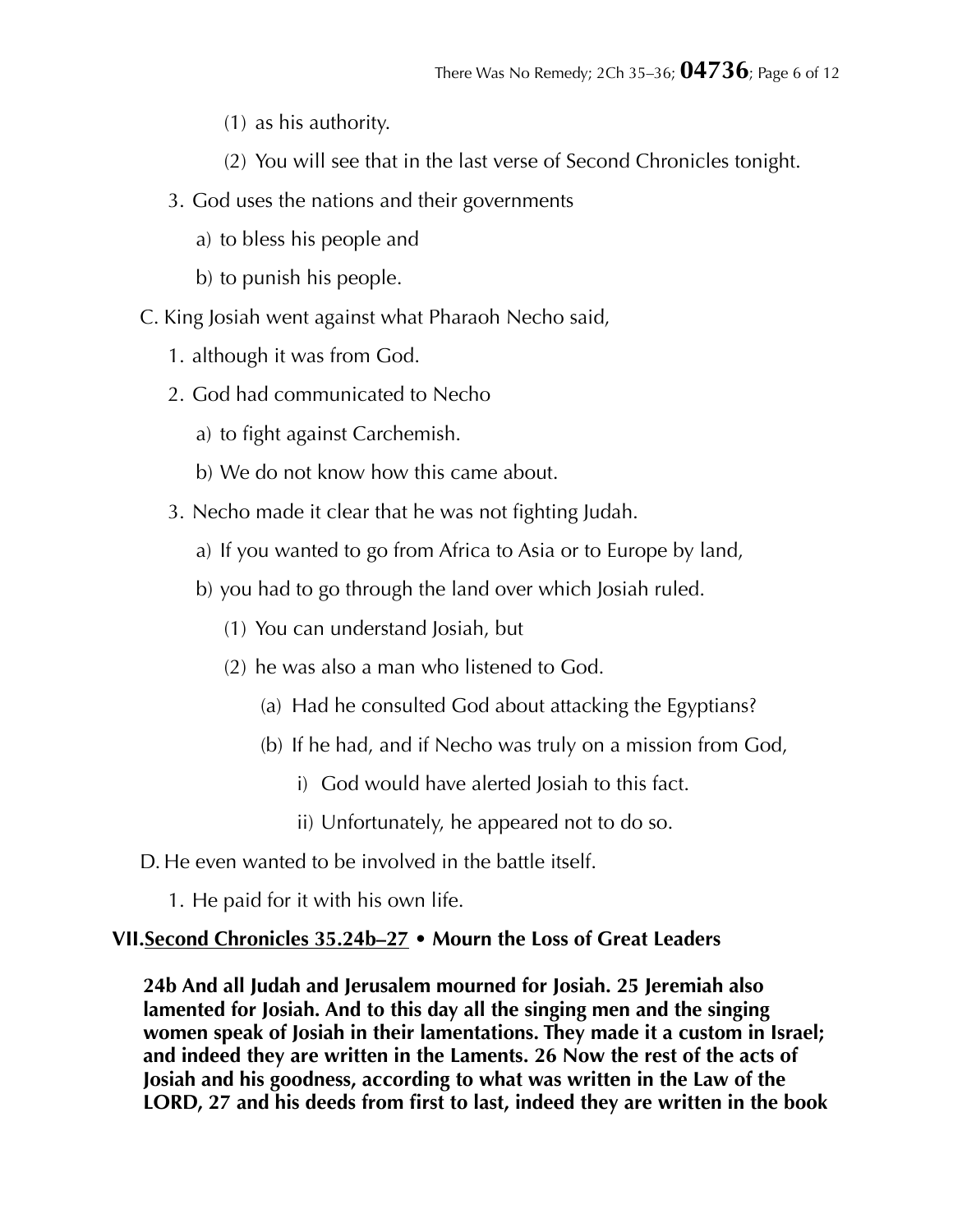(1) as his authority.

(2) You will see that in the last verse of Second Chronicles tonight.

3. God uses the nations and their governments

a) to bless his people and

b) to punish his people.

C. King Josiah went against what Pharaoh Necho said,

1. although it was from God.

2. God had communicated to Necho

a) to fight against Carchemish.

b) We do not know how this came about.

3. Necho made it clear that he was not fighting Judah.

a) If you wanted to go from Africa to Asia or to Europe by land,

b) you had to go through the land over which Josiah ruled.

(1) You can understand Josiah, but

(2) he was also a man who listened to God.

(a) Had he consulted God about attacking the Egyptians?

(b) If he had, and if Necho was truly on a mission from God,

i) God would have alerted Josiah to this fact.

ii) Unfortunately, he appeared not to do so.

D. He even wanted to be involved in the battle itself.

1. He paid for it with his own life.

## VII. Second Chronicles 35.24b–27 • Mourn the Loss of Great Leaders

**24b And all Judah and Jerusalem mourned for Josiah. 25 Jeremiah also lamented for Josiah. And to this day all the singing men and the singing women speak of Josiah in their lamentations. They made it a custom in Israel; and indeed they are written in the Laments. 26 Now the rest of the acts of Josiah and his goodness, according to what was written in the Law of the LORD, 27 and his deeds from first to last, indeed they are written in the book**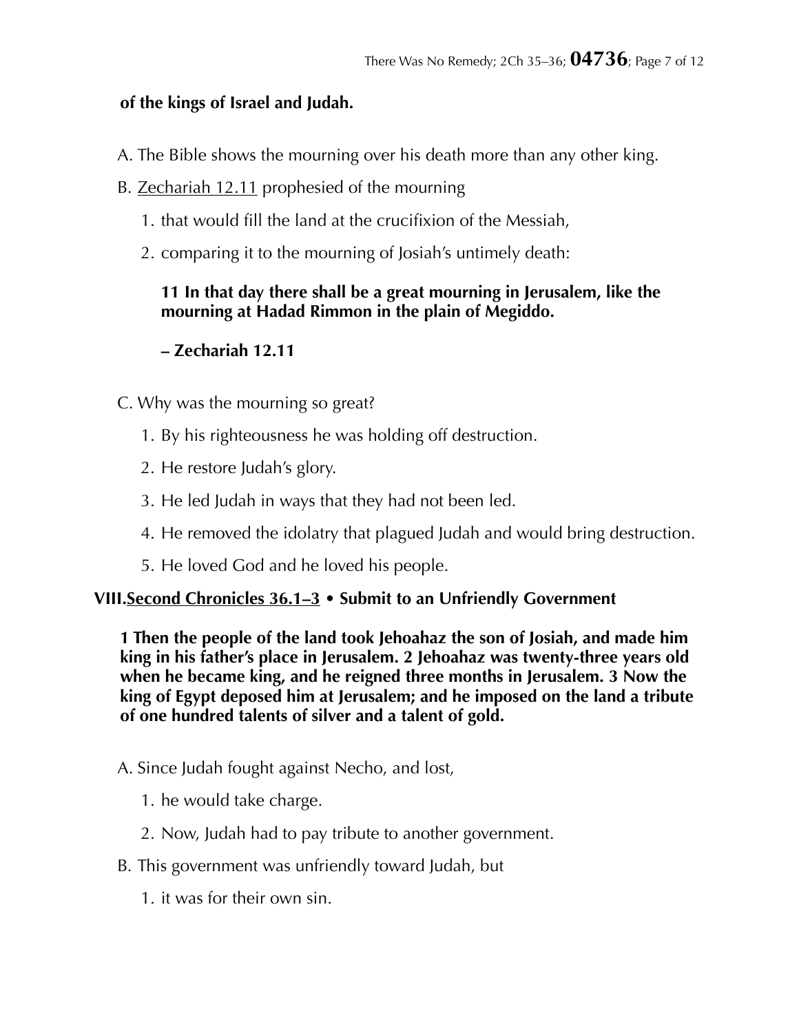**of the kings of Israel and Judah.**

A. The Bible shows the mourning over his death more than any other king.

B. <u>Zechariah 12.11</u> prophesied of the mourning

1. that would fill the land at the crucifixion of the Messiah,
2. comparing it to the mourning of Josiah's untimely death:

> **11 In that day there shall be a great mourning in Jerusalem, like the mourning at Hadad Rimmon in the plain of Megiddo.**
>
> **– Zechariah 12.11**

C. Why was the mourning so great?

1. By his righteousness he was holding off destruction.
2. He restore Judah's glory.
3. He led Judah in ways that they had not been led.
4. He removed the idolatry that plagued Judah and would bring destruction.
5. He loved God and he loved his people.

## VIII. <u>Second Chronicles 36.1–3</u> • Submit to an Unfriendly Government

**1 Then the people of the land took Jehoahaz the son of Josiah, and made him king in his father's place in Jerusalem. 2 Jehoahaz was twenty-three years old when he became king, and he reigned three months in Jerusalem. 3 Now the king of Egypt deposed him at Jerusalem; and he imposed on the land a tribute of one hundred talents of silver and a talent of gold.**

A. Since Judah fought against Necho, and lost,

1. he would take charge.
2. Now, Judah had to pay tribute to another government.

B. This government was unfriendly toward Judah, but

1. it was for their own sin.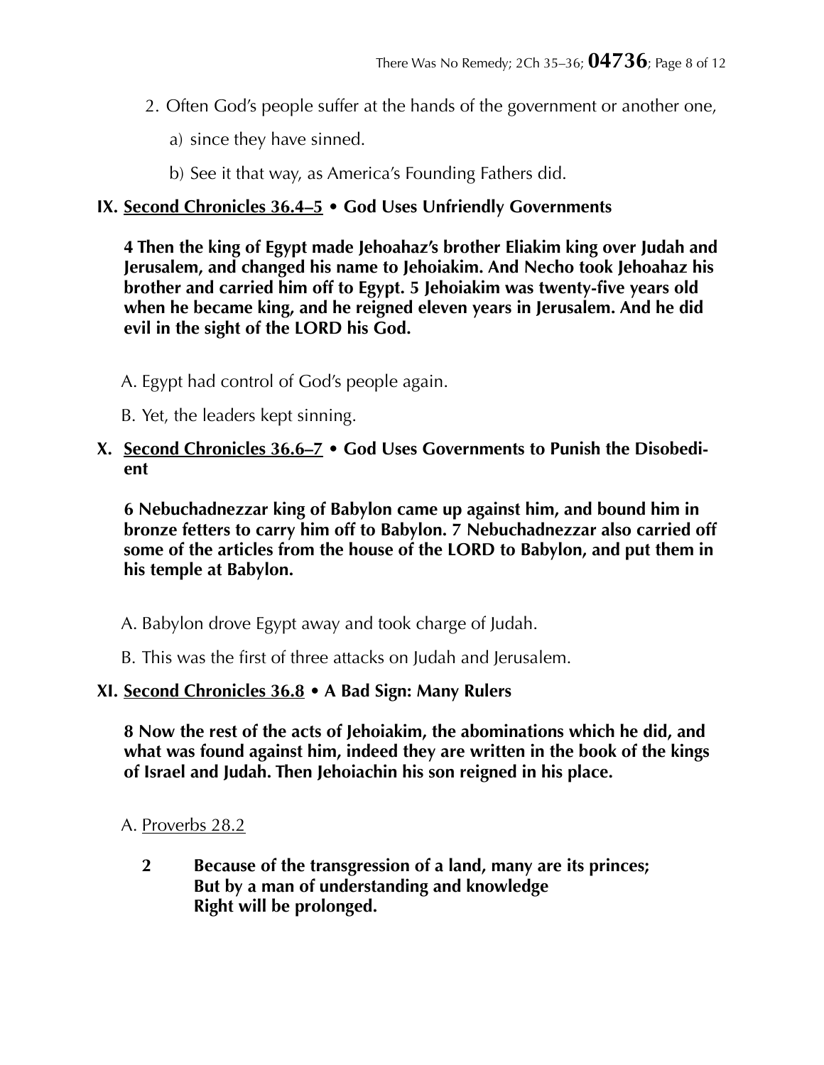2. Often God's people suffer at the hands of the government or another one,

   a) since they have sinned.

   b) See it that way, as America's Founding Fathers did.

## IX. Second Chronicles 36.4–5 • God Uses Unfriendly Governments

**4 Then the king of Egypt made Jehoahaz's brother Eliakim king over Judah and Jerusalem, and changed his name to Jehoiakim. And Necho took Jehoahaz his brother and carried him off to Egypt. 5 Jehoiakim was twenty-five years old when he became king, and he reigned eleven years in Jerusalem. And he did evil in the sight of the LORD his God.**

A. Egypt had control of God's people again.

B. Yet, the leaders kept sinning.

## X. Second Chronicles 36.6–7 • God Uses Governments to Punish the Disobedient

**6 Nebuchadnezzar king of Babylon came up against him, and bound him in bronze fetters to carry him off to Babylon. 7 Nebuchadnezzar also carried off some of the articles from the house of the LORD to Babylon, and put them in his temple at Babylon.**

A. Babylon drove Egypt away and took charge of Judah.

B. This was the first of three attacks on Judah and Jerusalem.

## XI. Second Chronicles 36.8 • A Bad Sign: Many Rulers

**8 Now the rest of the acts of Jehoiakim, the abominations which he did, and what was found against him, indeed they are written in the book of the kings of Israel and Judah. Then Jehoiachin his son reigned in his place.**

A. Proverbs 28.2

> **2 Because of the transgression of a land, many are its princes;**
> **But by a man of understanding and knowledge**
> **Right will be prolonged.**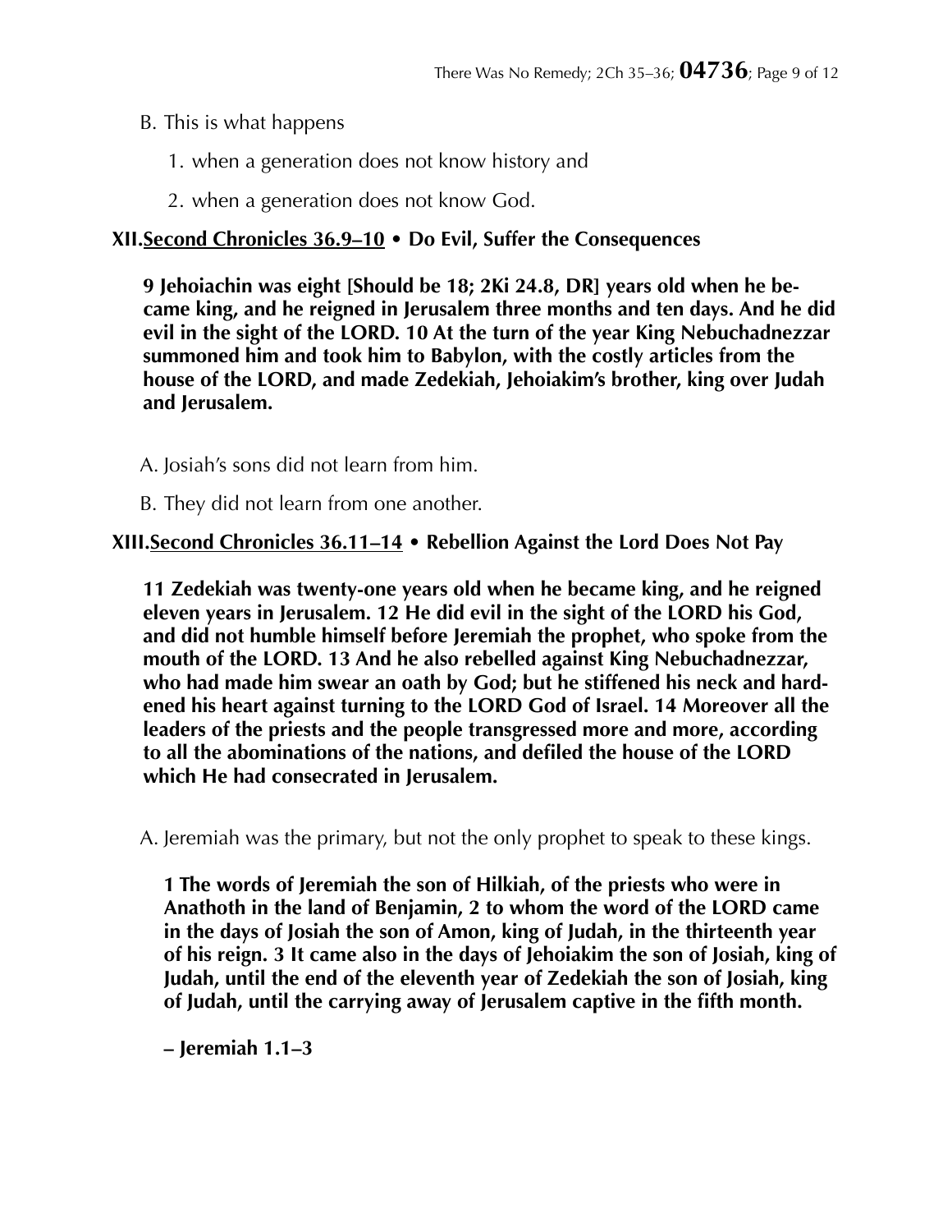B. This is what happens

1. when a generation does not know history and
2. when a generation does not know God.

## XII. Second Chronicles 36.9–10 • Do Evil, Suffer the Consequences

**9 Jehoiachin was eight [Should be 18; 2Ki 24.8, DR] years old when he became king, and he reigned in Jerusalem three months and ten days. And he did evil in the sight of the LORD. 10 At the turn of the year King Nebuchadnezzar summoned him and took him to Babylon, with the costly articles from the house of the LORD, and made Zedekiah, Jehoiakim's brother, king over Judah and Jerusalem.**

A. Josiah's sons did not learn from him.

B. They did not learn from one another.

## XIII. Second Chronicles 36.11–14 • Rebellion Against the Lord Does Not Pay

**11 Zedekiah was twenty-one years old when he became king, and he reigned eleven years in Jerusalem. 12 He did evil in the sight of the LORD his God, and did not humble himself before Jeremiah the prophet, who spoke from the mouth of the LORD. 13 And he also rebelled against King Nebuchadnezzar, who had made him swear an oath by God; but he stiffened his neck and hardened his heart against turning to the LORD God of Israel. 14 Moreover all the leaders of the priests and the people transgressed more and more, according to all the abominations of the nations, and defiled the house of the LORD which He had consecrated in Jerusalem.**

A. Jeremiah was the primary, but not the only prophet to speak to these kings.

**1 The words of Jeremiah the son of Hilkiah, of the priests who were in Anathoth in the land of Benjamin, 2 to whom the word of the LORD came in the days of Josiah the son of Amon, king of Judah, in the thirteenth year of his reign. 3 It came also in the days of Jehoiakim the son of Josiah, king of Judah, until the end of the eleventh year of Zedekiah the son of Josiah, king of Judah, until the carrying away of Jerusalem captive in the fifth month.**

**– Jeremiah 1.1–3**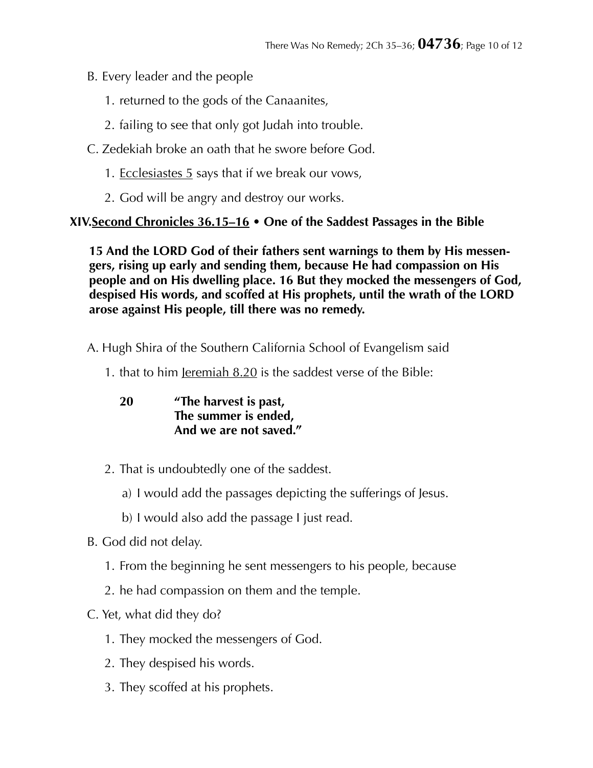B. Every leader and the people

1. returned to the gods of the Canaanites,
2. failing to see that only got Judah into trouble.

C. Zedekiah broke an oath that he swore before God.

1. Ecclesiastes 5 says that if we break our vows,
2. God will be angry and destroy our works.

## XIV. Second Chronicles 36.15–16 • One of the Saddest Passages in the Bible

**15 And the LORD God of their fathers sent warnings to them by His messengers, rising up early and sending them, because He had compassion on His people and on His dwelling place. 16 But they mocked the messengers of God, despised His words, and scoffed at His prophets, until the wrath of the LORD arose against His people, till there was no remedy.**

A. Hugh Shira of the Southern California School of Evangelism said

1. that to him Jeremiah 8.20 is the saddest verse of the Bible:

   **20 "The harvest is past,**
   **The summer is ended,**
   **And we are not saved."**

2. That is undoubtedly one of the saddest.
   a) I would add the passages depicting the sufferings of Jesus.
   b) I would also add the passage I just read.

B. God did not delay.

1. From the beginning he sent messengers to his people, because
2. he had compassion on them and the temple.

C. Yet, what did they do?

1. They mocked the messengers of God.
2. They despised his words.
3. They scoffed at his prophets.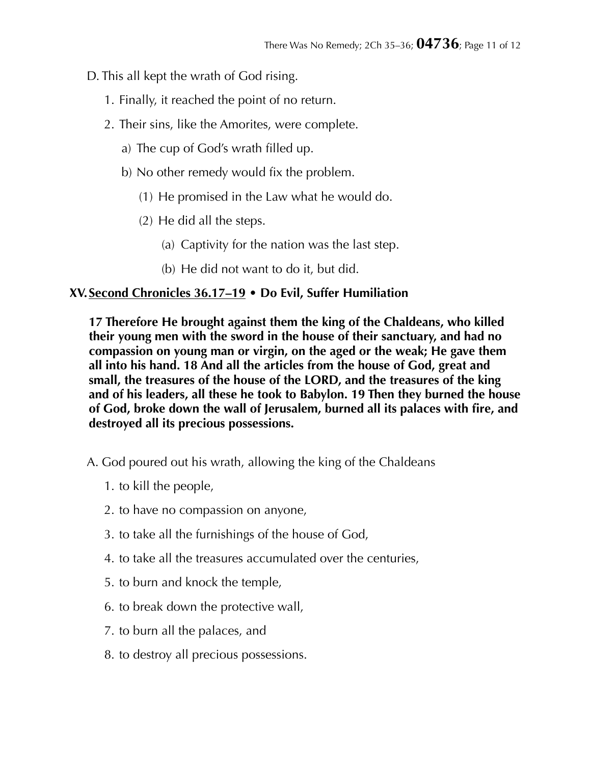D. This all kept the wrath of God rising.

1. Finally, it reached the point of no return.
2. Their sins, like the Amorites, were complete.
    a) The cup of God's wrath filled up.
    b) No other remedy would fix the problem.
        (1) He promised in the Law what he would do.
        (2) He did all the steps.
            (a) Captivity for the nation was the last step.
            (b) He did not want to do it, but did.

## XV. Second Chronicles 36.17–19 • Do Evil, Suffer Humiliation

**17 Therefore He brought against them the king of the Chaldeans, who killed their young men with the sword in the house of their sanctuary, and had no compassion on young man or virgin, on the aged or the weak; He gave them all into his hand. 18 And all the articles from the house of God, great and small, the treasures of the house of the LORD, and the treasures of the king and of his leaders, all these he took to Babylon. 19 Then they burned the house of God, broke down the wall of Jerusalem, burned all its palaces with fire, and destroyed all its precious possessions.**

A. God poured out his wrath, allowing the king of the Chaldeans

1. to kill the people,
2. to have no compassion on anyone,
3. to take all the furnishings of the house of God,
4. to take all the treasures accumulated over the centuries,
5. to burn and knock the temple,
6. to break down the protective wall,
7. to burn all the palaces, and
8. to destroy all precious possessions.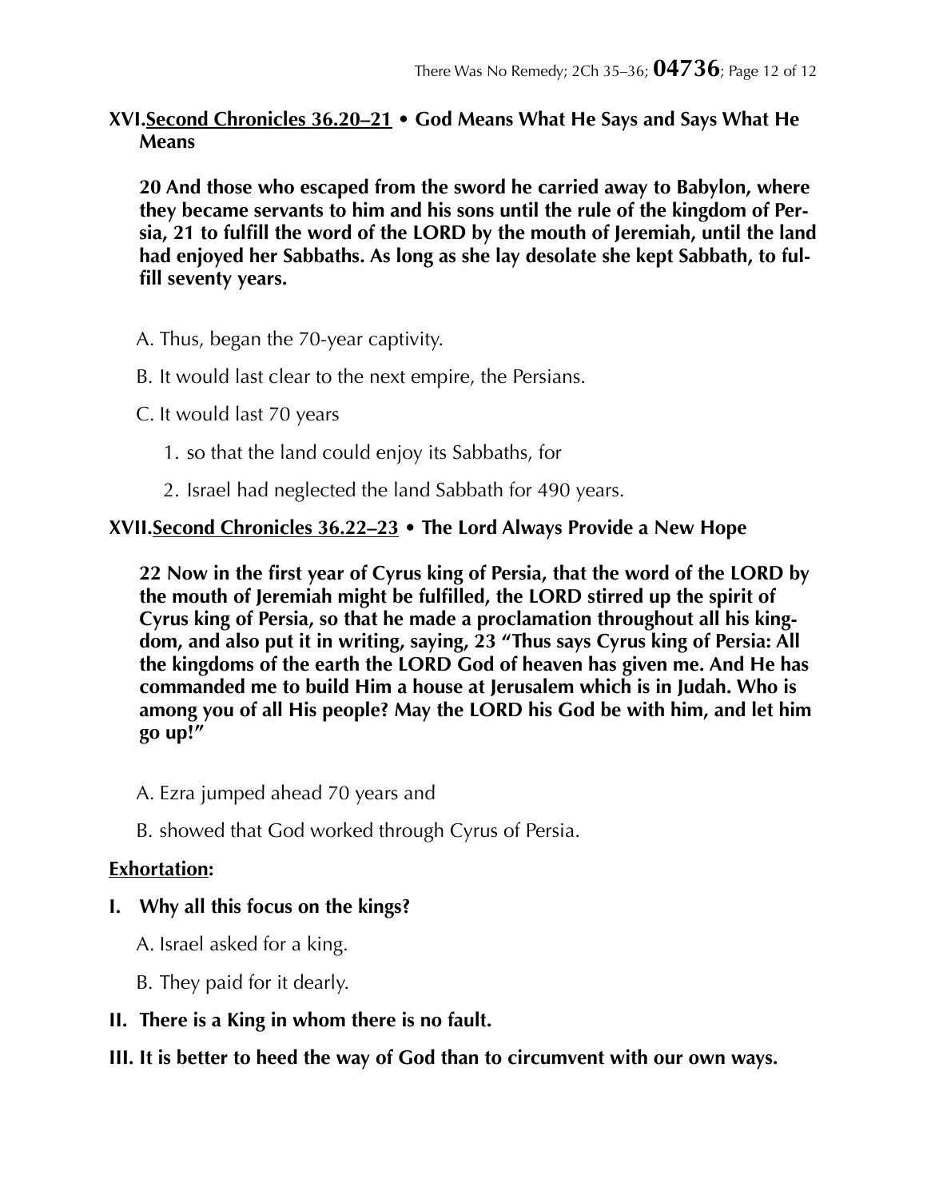## XVI. Second Chronicles 36.20–21 • God Means What He Says and Says What He Means

**20 And those who escaped from the sword he carried away to Babylon, where they became servants to him and his sons until the rule of the kingdom of Persia, 21 to fulfill the word of the LORD by the mouth of Jeremiah, until the land had enjoyed her Sabbaths. As long as she lay desolate she kept Sabbath, to fulfill seventy years.**

A. Thus, began the 70-year captivity.

B. It would last clear to the next empire, the Persians.

C. It would last 70 years

1. so that the land could enjoy its Sabbaths, for
2. Israel had neglected the land Sabbath for 490 years.

## XVII. Second Chronicles 36.22–23 • The Lord Always Provide a New Hope

**22 Now in the first year of Cyrus king of Persia, that the word of the LORD by the mouth of Jeremiah might be fulfilled, the LORD stirred up the spirit of Cyrus king of Persia, so that he made a proclamation throughout all his kingdom, and also put it in writing, saying, 23 "Thus says Cyrus king of Persia: All the kingdoms of the earth the LORD God of heaven has given me. And He has commanded me to build Him a house at Jerusalem which is in Judah. Who is among you of all His people? May the LORD his God be with him, and let him go up!"**

A. Ezra jumped ahead 70 years and

B. showed that God worked through Cyrus of Persia.

## Exhortation:

**I. Why all this focus on the kings?**

A. Israel asked for a king.

B. They paid for it dearly.

**II. There is a King in whom there is no fault.**

**III. It is better to heed the way of God than to circumvent with our own ways.**